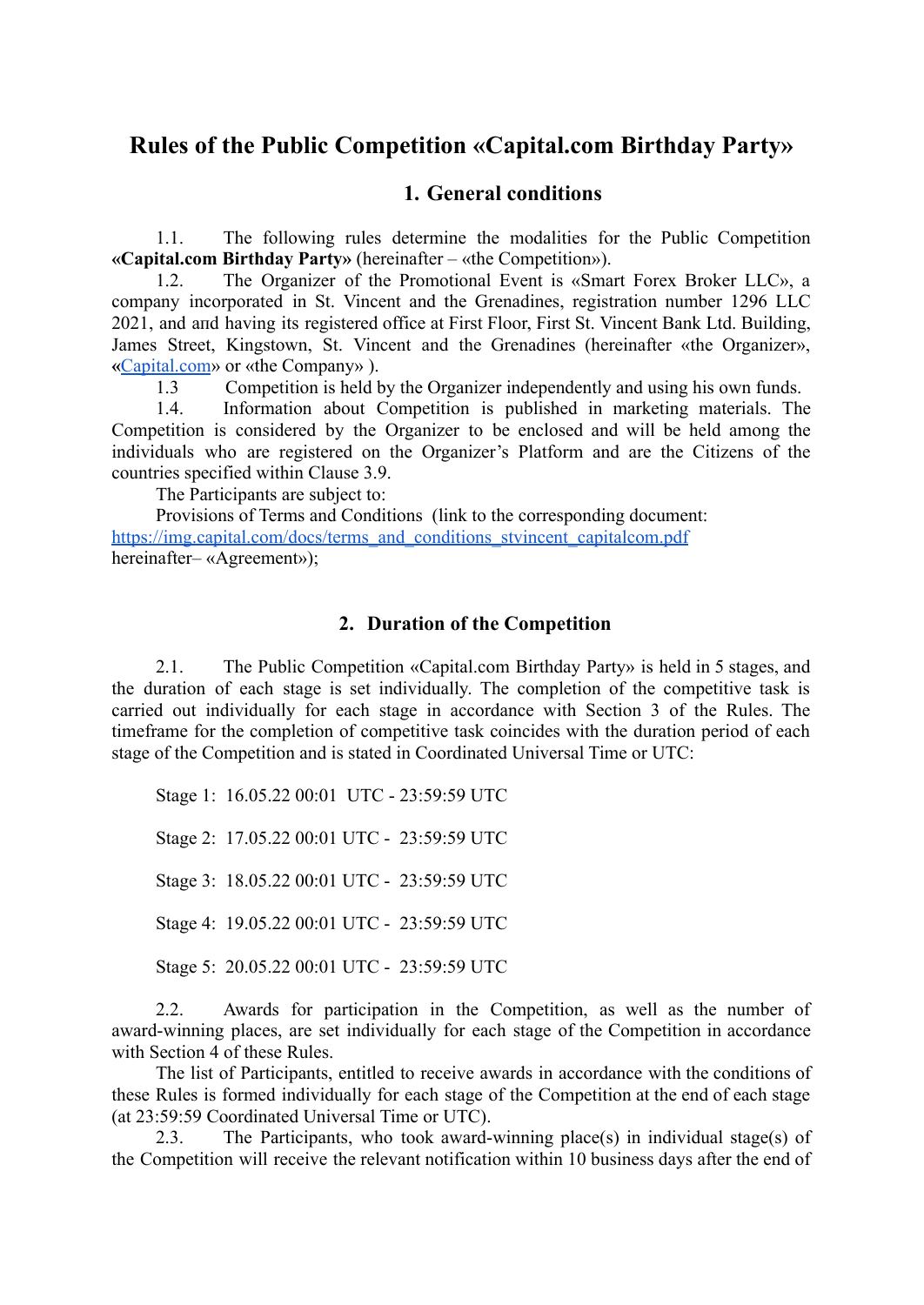# Rules of the Public Competition «Capital.com Birthday Party»

## 1. General conditions

1.1. The following rules determine the modalities for the Public Competition **«Capital.com Birthday Party»** (hereinafter – «the Competition»).

1.2. The Organizer of the Promotional Event is «Smart Forex Broker LLC», a company incorporated in St. Vincent and the Grenadines, registration number 1296 LLC 2021, and and having its registered office at First Floor, First St. Vincent Bank Ltd. Building, James Street, Kingstown, St. Vincent and the Grenadines (hereinafter «the Organizer», «Capital.com» or «the Company» ).

1.3 Competition is held by the Organizer independently and using his own funds.

1.4. Information about Competition is published in marketing materials. The Competition is considered by the Organizer to be enclosed and will be held among the individuals who are registered on the Organizer's Platform and are the Citizens of the countries specified within Clause 3.9.

The Participants are subject to:

Provisions of Terms and Conditions (link to the corresponding document: https://img.capital.com/docs/terms_and_conditions_stvincent_capitalcom.pdf hereinafter– «Agreement»);

## 2. Duration of the Competition

2.1. The Public Competition «Capital.com Birthday Party» is held in 5 stages, and the duration of each stage is set individually. The completion of the competitive task is carried out individually for each stage in accordance with Section 3 of the Rules. The timeframe for the completion of competitive task coincides with the duration period of each stage of the Competition and is stated in Coordinated Universal Time or UTC:

Stage 1: 16.05.22 00:01 UTC - 23:59:59 UTC

Stage 2: 17.05.22 00:01 UTC - 23:59:59 UTC

Stage 3: 18.05.22 00:01 UTC - 23:59:59 UTC

Stage 4: 19.05.22 00:01 UTC - 23:59:59 UTC

Stage 5: 20.05.22 00:01 UTC - 23:59:59 UTC

2.2. Awards for participation in the Competition, as well as the number of award-winning places, are set individually for each stage of the Competition in accordance with Section 4 of these Rules.

The list of Participants, entitled to receive awards in accordance with the conditions of these Rules is formed individually for each stage of the Competition at the end of each stage (at 23:59:59 Coordinated Universal Time or UTC).

2.3. The Participants, who took award-winning place(s) in individual stage(s) of the Competition will receive the relevant notification within 10 business days after the end of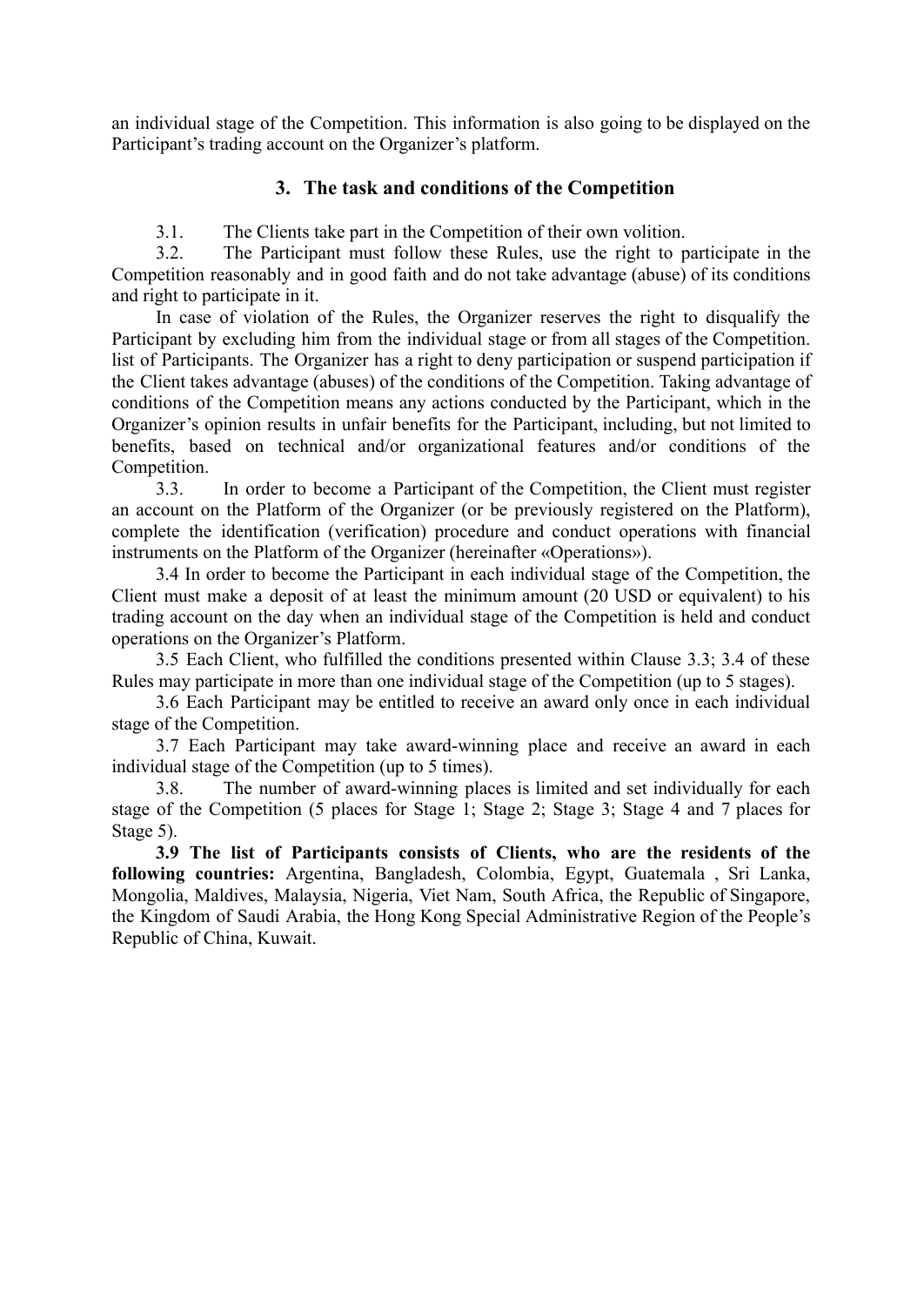an individual stage of the Competition. This information is also going to be displayed on the Participant's trading account on the Organizer's platform.

## 3. The task and conditions of the Competition

3.1. The Clients take part in the Competition of their own volition.

3.2. The Participant must follow these Rules, use the right to participate in the Competition reasonably and in good faith and do not take advantage (abuse) of its conditions and right to participate in it.

In case of violation of the Rules, the Organizer reserves the right to disqualify the Participant by excluding him from the individual stage or from all stages of the Competition. list of Participants. The Organizer has a right to deny participation or suspend participation if the Client takes advantage (abuses) of the conditions of the Competition. Taking advantage of conditions of the Competition means any actions conducted by the Participant, which in the Organizer's opinion results in unfair benefits for the Participant, including, but not limited to benefits, based on technical and/or organizational features and/or conditions of the Competition.

3.3. In order to become a Participant of the Competition, the Client must register an account on the Platform of the Organizer (or be previously registered on the Platform), complete the identification (verification) procedure and conduct operations with financial instruments on the Platform of the Organizer (hereinafter «Operations»).

3.4 In order to become the Participant in each individual stage of the Competition, the Client must make a deposit of at least the minimum amount (20 USD or equivalent) to his trading account on the day when an individual stage of the Competition is held and conduct operations on the Organizer's Platform.

3.5 Each Client, who fulfilled the conditions presented within Clause 3.3; 3.4 of these Rules may participate in more than one individual stage of the Competition (up to 5 stages).

3.6 Each Participant may be entitled to receive an award only once in each individual stage of the Competition.

3.7 Each Participant may take award-winning place and receive an award in each individual stage of the Competition (up to 5 times).

3.8. The number of award-winning places is limited and set individually for each stage of the Competition (5 places for Stage 1; Stage 2; Stage 3; Stage 4 and 7 places for Stage 5).

**3.9 The list of Participants consists of Clients, who are the residents of the following countries:** Argentina, Bangladesh, Colombia, Egypt, Guatemala , Sri Lanka, Mongolia, Maldives, Malaysia, Nigeria, Viet Nam, South Africa, the Republic of Singapore, the Kingdom of Saudi Arabia, the Hong Kong Special Administrative Region of the People's Republic of China, Kuwait.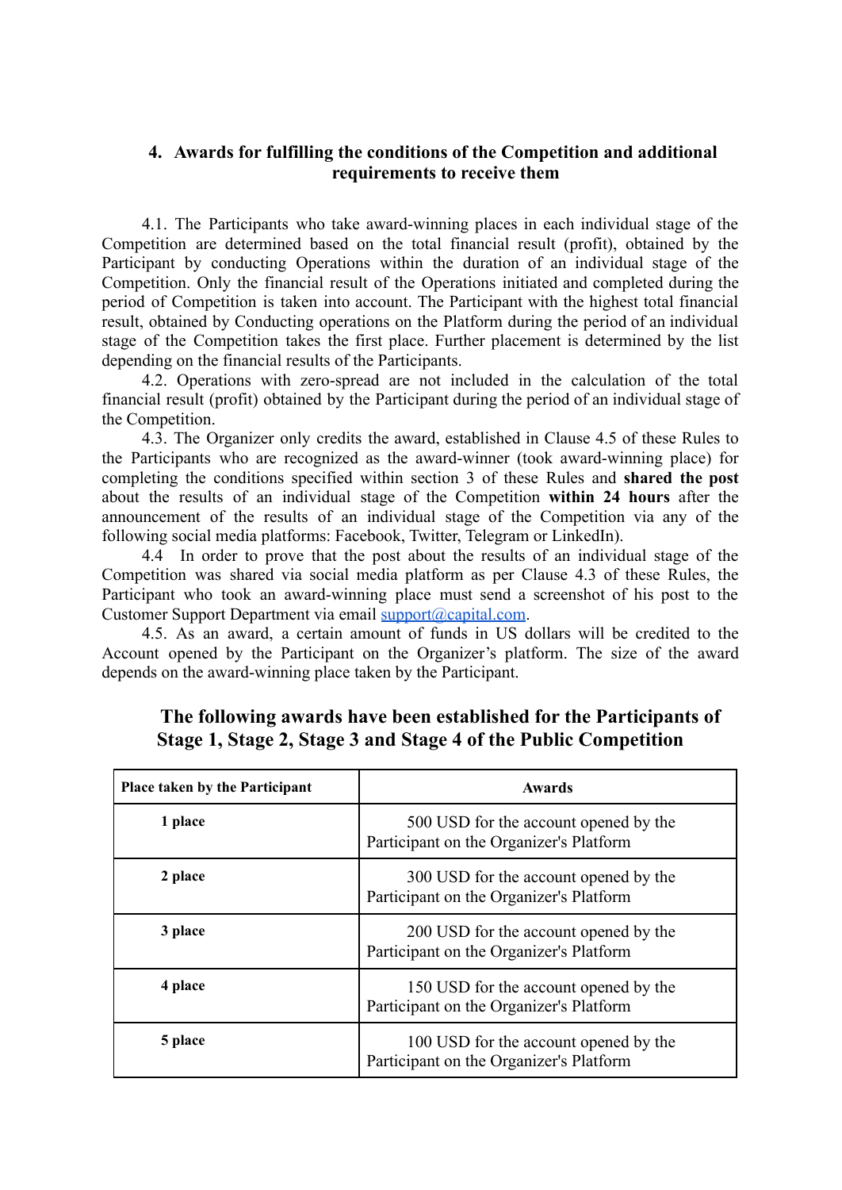## 4. Awards for fulfilling the conditions of the Competition and additional requirements to receive them

4.1. The Participants who take award-winning places in each individual stage of the Competition are determined based on the total financial result (profit), obtained by the Participant by conducting Operations within the duration of an individual stage of the Competition. Only the financial result of the Operations initiated and completed during the period of Competition is taken into account. The Participant with the highest total financial result, obtained by Conducting operations on the Platform during the period of an individual stage of the Competition takes the first place. Further placement is determined by the list depending on the financial results of the Participants.

4.2. Operations with zero-spread are not included in the calculation of the total financial result (profit) obtained by the Participant during the period of an individual stage of the Competition.

4.3. The Organizer only credits the award, established in Clause 4.5 of these Rules to the Participants who are recognized as the award-winner (took award-winning place) for completing the conditions specified within section 3 of these Rules and **shared the post** about the results of an individual stage of the Competition **within 24 hours** after the announcement of the results of an individual stage of the Competition via any of the following social media platforms: Facebook, Twitter, Telegram or LinkedIn).

4.4 In order to prove that the post about the results of an individual stage of the Competition was shared via social media platform as per Clause 4.3 of these Rules, the Participant who took an award-winning place must send a screenshot of his post to the Customer Support Department via email support@capital.com.

4.5. As an award, a certain amount of funds in US dollars will be credited to the Account opened by the Participant on the Organizer's platform. The size of the award depends on the award-winning place taken by the Participant.

### The following awards have been established for the Participants of Stage 1, Stage 2, Stage 3 and Stage 4 of the Public Competition

| Place taken by the Participant | Awards |
|---|---|
| 1 place | 500 USD for the account opened by the Participant on the Organizer's Platform |
| 2 place | 300 USD for the account opened by the Participant on the Organizer's Platform |
| 3 place | 200 USD for the account opened by the Participant on the Organizer's Platform |
| 4 place | 150 USD for the account opened by the Participant on the Organizer's Platform |
| 5 place | 100 USD for the account opened by the Participant on the Organizer's Platform |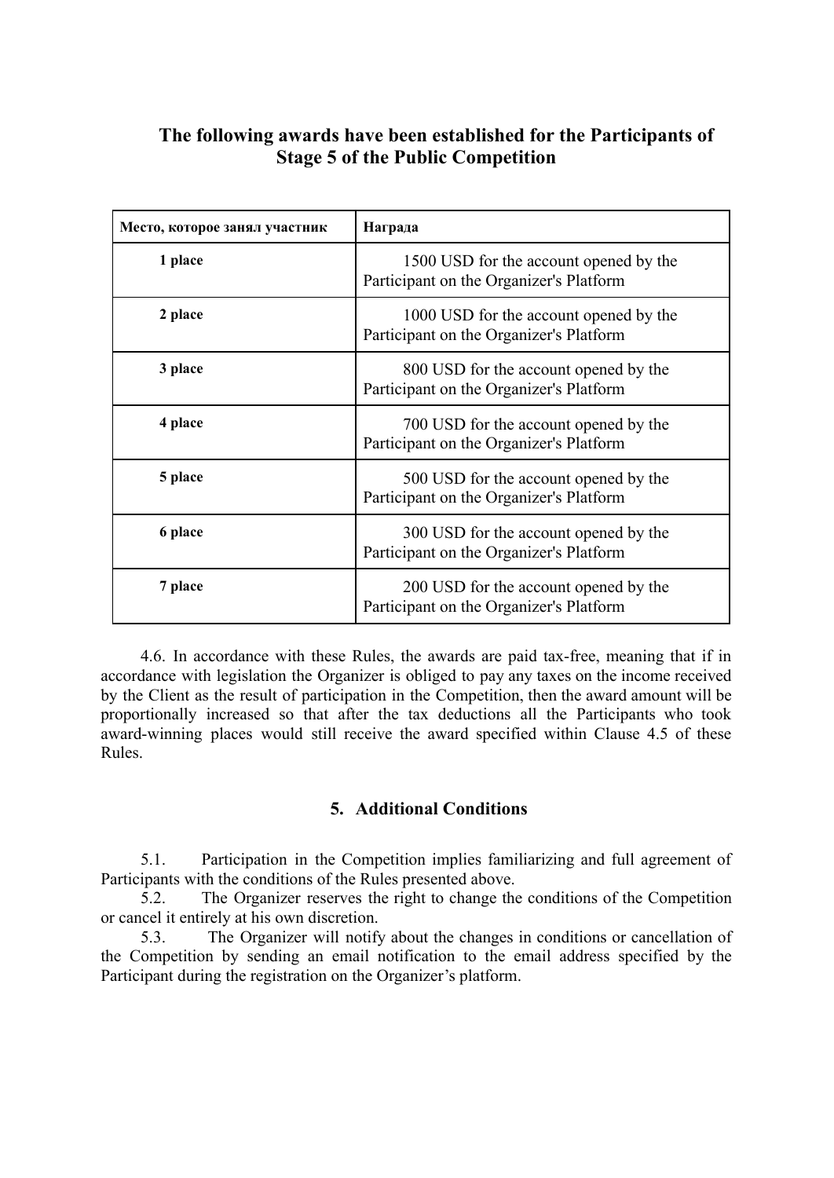**The following awards have been established for the Participants of Stage 5 of the Public Competition**

| **Место, которое занял участник** | **Награда** |
| --- | --- |
| **1 place** | 1500 USD for the account opened by the Participant on the Organizer's Platform |
| **2 place** | 1000 USD for the account opened by the Participant on the Organizer's Platform |
| **3 place** | 800 USD for the account opened by the Participant on the Organizer's Platform |
| **4 place** | 700 USD for the account opened by the Participant on the Organizer's Platform |
| **5 place** | 500 USD for the account opened by the Participant on the Organizer's Platform |
| **6 place** | 300 USD for the account opened by the Participant on the Organizer's Platform |
| **7 place** | 200 USD for the account opened by the Participant on the Organizer's Platform |

4.6. In accordance with these Rules, the awards are paid tax-free, meaning that if in accordance with legislation the Organizer is obliged to pay any taxes on the income received by the Client as the result of participation in the Competition, then the award amount will be proportionally increased so that after the tax deductions all the Participants who took award-winning places would still receive the award specified within Clause 4.5 of these Rules.

## 5. Additional Conditions

5.1. Participation in the Competition implies familiarizing and full agreement of Participants with the conditions of the Rules presented above.

5.2. The Organizer reserves the right to change the conditions of the Competition or cancel it entirely at his own discretion.

5.3. The Organizer will notify about the changes in conditions or cancellation of the Competition by sending an email notification to the email address specified by the Participant during the registration on the Organizer's platform.